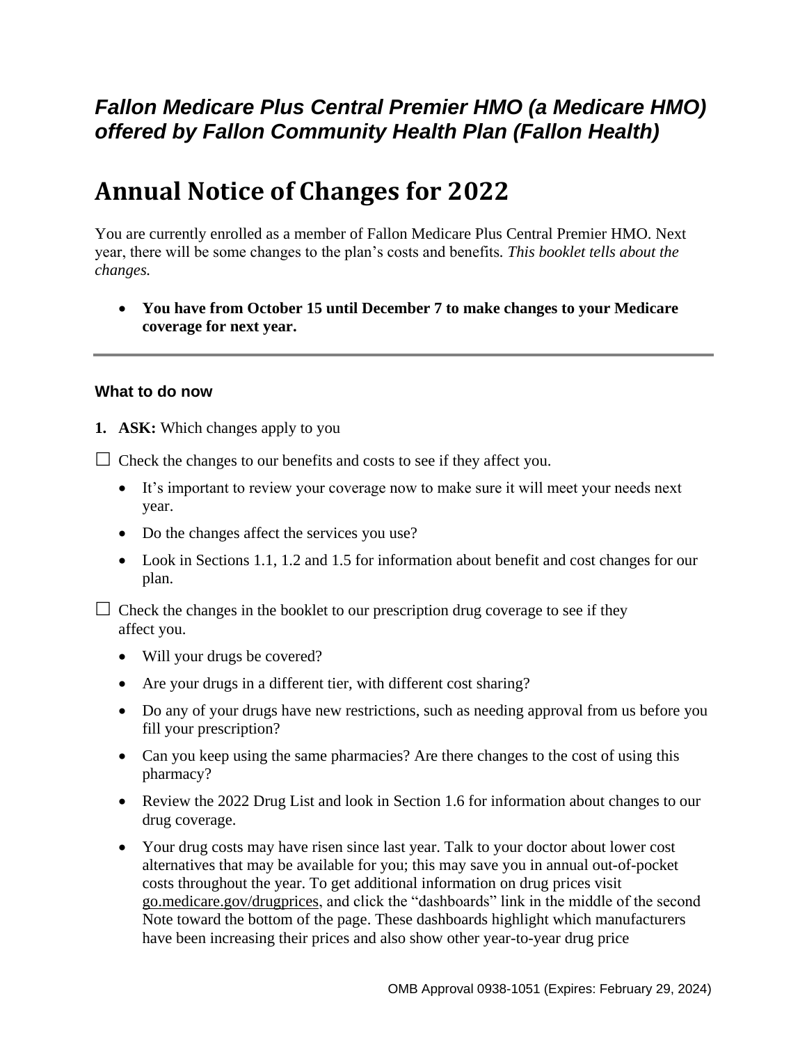***Fallon Medicare Plus Central Premier HMO (a Medicare HMO) offered by Fallon Community Health Plan (Fallon Health)***

# Annual Notice of Changes for 2022

You are currently enrolled as a member of Fallon Medicare Plus Central Premier HMO. Next year, there will be some changes to the plan's costs and benefits. *This booklet tells about the changes.*

- **You have from October 15 until December 7 to make changes to your Medicare coverage for next year.**

---

### What to do now

1. **ASK:** Which changes apply to you

☐ Check the changes to our benefits and costs to see if they affect you.

- It's important to review your coverage now to make sure it will meet your needs next year.
- Do the changes affect the services you use?
- Look in Sections 1.1, 1.2 and 1.5 for information about benefit and cost changes for our plan.

☐ Check the changes in the booklet to our prescription drug coverage to see if they affect you.

- Will your drugs be covered?
- Are your drugs in a different tier, with different cost sharing?
- Do any of your drugs have new restrictions, such as needing approval from us before you fill your prescription?
- Can you keep using the same pharmacies? Are there changes to the cost of using this pharmacy?
- Review the 2022 Drug List and look in Section 1.6 for information about changes to our drug coverage.
- Your drug costs may have risen since last year. Talk to your doctor about lower cost alternatives that may be available for you; this may save you in annual out-of-pocket costs throughout the year. To get additional information on drug prices visit go.medicare.gov/drugprices, and click the "dashboards" link in the middle of the second Note toward the bottom of the page. These dashboards highlight which manufacturers have been increasing their prices and also show other year-to-year drug price

OMB Approval 0938-1051 (Expires: February 29, 2024)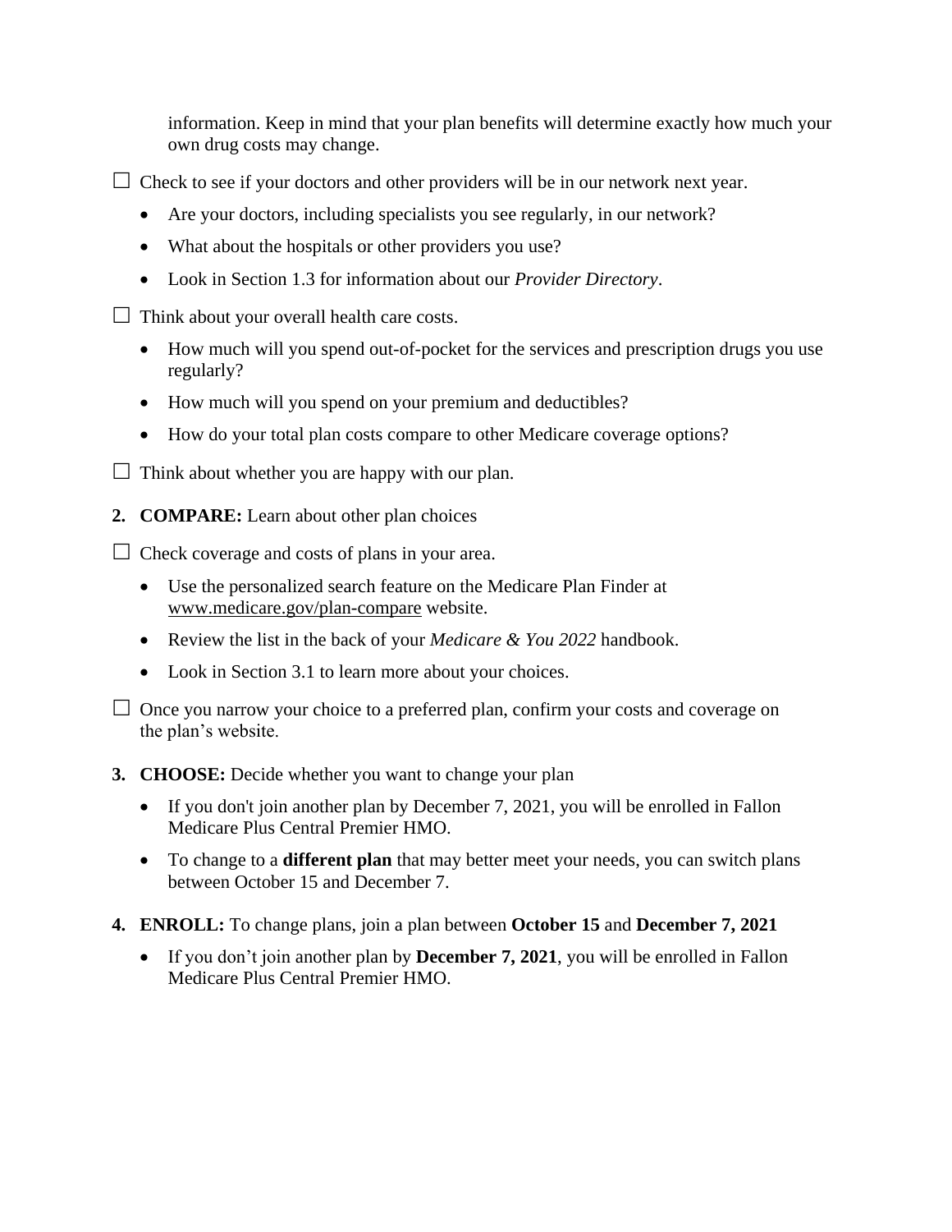information. Keep in mind that your plan benefits will determine exactly how much your own drug costs may change.

☐ Check to see if your doctors and other providers will be in our network next year.

- Are your doctors, including specialists you see regularly, in our network?
- What about the hospitals or other providers you use?
- Look in Section 1.3 for information about our *Provider Directory*.

☐ Think about your overall health care costs.

- How much will you spend out-of-pocket for the services and prescription drugs you use regularly?
- How much will you spend on your premium and deductibles?
- How do your total plan costs compare to other Medicare coverage options?

☐ Think about whether you are happy with our plan.

2. **COMPARE:** Learn about other plan choices

☐ Check coverage and costs of plans in your area.

- Use the personalized search feature on the Medicare Plan Finder at www.medicare.gov/plan-compare website.
- Review the list in the back of your *Medicare & You 2022* handbook.
- Look in Section 3.1 to learn more about your choices.

☐ Once you narrow your choice to a preferred plan, confirm your costs and coverage on the plan's website.

3. **CHOOSE:** Decide whether you want to change your plan

- If you don't join another plan by December 7, 2021, you will be enrolled in Fallon Medicare Plus Central Premier HMO.
- To change to a **different plan** that may better meet your needs, you can switch plans between October 15 and December 7.

4. **ENROLL:** To change plans, join a plan between **October 15** and **December 7, 2021**

- If you don't join another plan by **December 7, 2021**, you will be enrolled in Fallon Medicare Plus Central Premier HMO.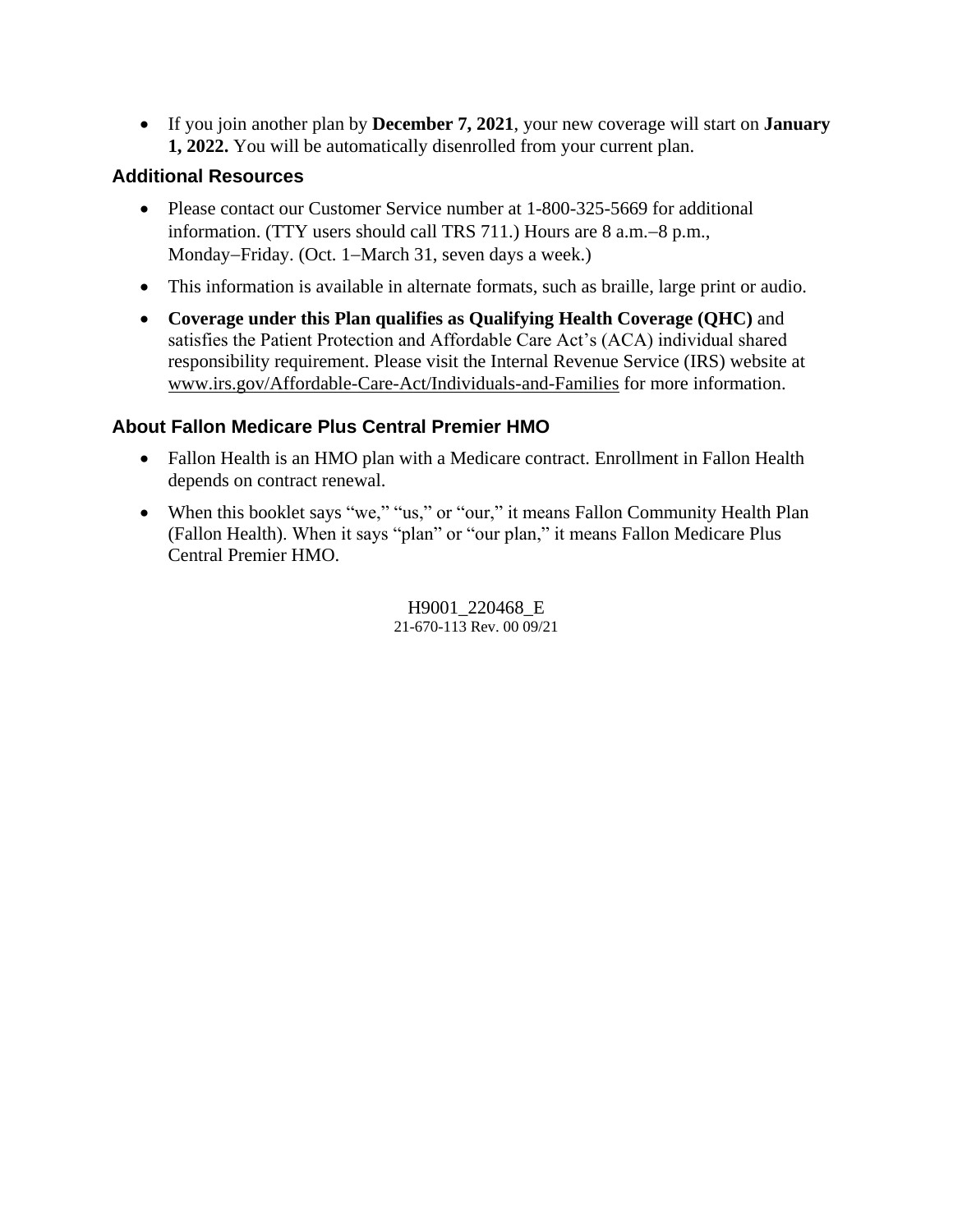- If you join another plan by **December 7, 2021**, your new coverage will start on **January 1, 2022.** You will be automatically disenrolled from your current plan.

### Additional Resources

- Please contact our Customer Service number at 1-800-325-5669 for additional information. (TTY users should call TRS 711.) Hours are 8 a.m.–8 p.m., Monday–Friday. (Oct. 1–March 31, seven days a week.)
- This information is available in alternate formats, such as braille, large print or audio.
- **Coverage under this Plan qualifies as Qualifying Health Coverage (QHC)** and satisfies the Patient Protection and Affordable Care Act's (ACA) individual shared responsibility requirement. Please visit the Internal Revenue Service (IRS) website at www.irs.gov/Affordable-Care-Act/Individuals-and-Families for more information.

### About Fallon Medicare Plus Central Premier HMO

- Fallon Health is an HMO plan with a Medicare contract. Enrollment in Fallon Health depends on contract renewal.
- When this booklet says "we," "us," or "our," it means Fallon Community Health Plan (Fallon Health). When it says "plan" or "our plan," it means Fallon Medicare Plus Central Premier HMO.

H9001_220468_E
21-670-113 Rev. 00 09/21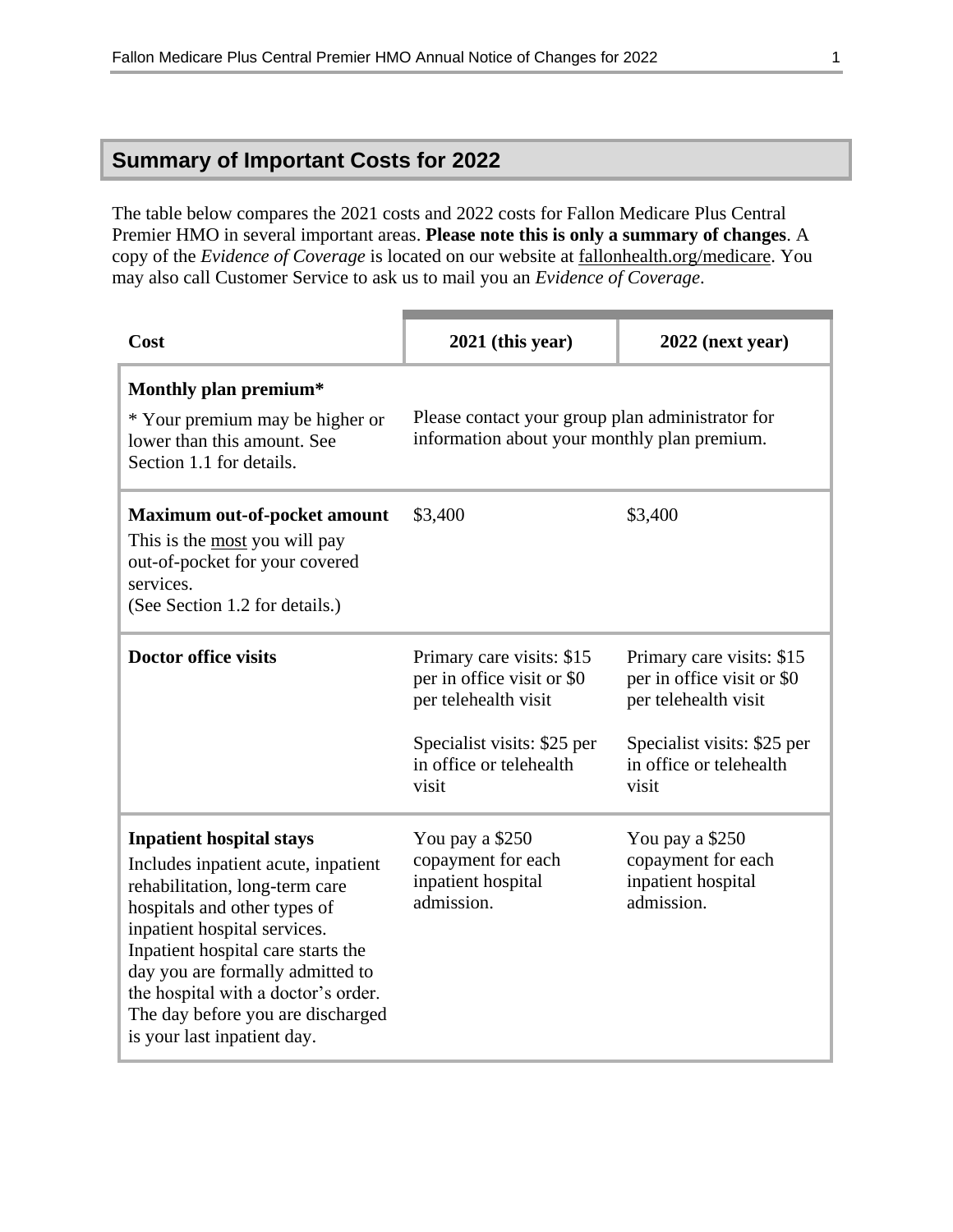## Summary of Important Costs for 2022

The table below compares the 2021 costs and 2022 costs for Fallon Medicare Plus Central Premier HMO in several important areas. **Please note this is only a summary of changes**. A copy of the *Evidence of Coverage* is located on our website at fallonhealth.org/medicare. You may also call Customer Service to ask us to mail you an *Evidence of Coverage*.

| Cost | 2021 (this year) | 2022 (next year) |
|---|---|---|
| **Monthly plan premium*** <br> * Your premium may be higher or lower than this amount. See Section 1.1 for details. | Please contact your group plan administrator for information about your monthly plan premium. | |
| **Maximum out-of-pocket amount** <br> This is the most you will pay out-of-pocket for your covered services. <br> (See Section 1.2 for details.) | \$3,400 | \$3,400 |
| **Doctor office visits** | Primary care visits: \$15 per in office visit or \$0 per telehealth visit <br><br> Specialist visits: \$25 per in office or telehealth visit | Primary care visits: \$15 per in office visit or \$0 per telehealth visit <br><br> Specialist visits: \$25 per in office or telehealth visit |
| **Inpatient hospital stays** <br> Includes inpatient acute, inpatient rehabilitation, long-term care hospitals and other types of inpatient hospital services. Inpatient hospital care starts the day you are formally admitted to the hospital with a doctor's order. The day before you are discharged is your last inpatient day. | You pay a \$250 copayment for each inpatient hospital admission. | You pay a \$250 copayment for each inpatient hospital admission. |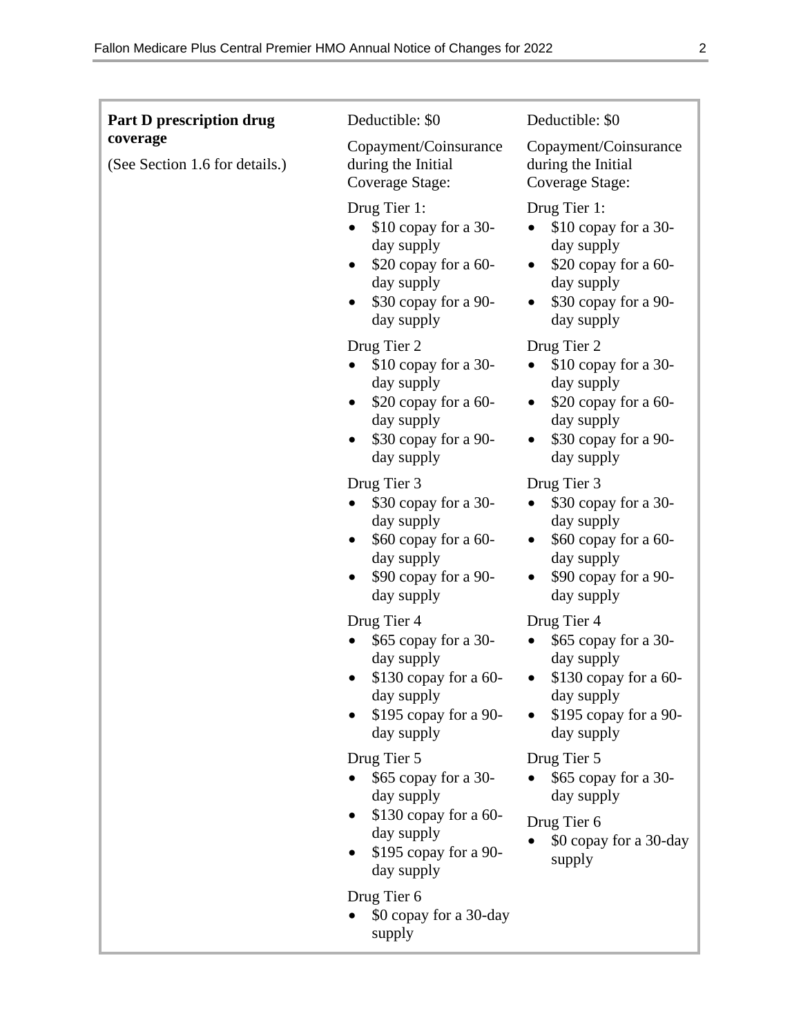| | | |
|---|---|---|
| **Part D prescription drug coverage**<br><br>(See Section 1.6 for details.) | Deductible: $0<br><br>Copayment/Coinsurance during the Initial Coverage Stage:<br><br>Drug Tier 1:<br>• $10 copay for a 30-day supply<br>• $20 copay for a 60-day supply<br>• $30 copay for a 90-day supply<br><br>Drug Tier 2<br>• $10 copay for a 30-day supply<br>• $20 copay for a 60-day supply<br>• $30 copay for a 90-day supply<br><br>Drug Tier 3<br>• $30 copay for a 30-day supply<br>• $60 copay for a 60-day supply<br>• $90 copay for a 90-day supply<br><br>Drug Tier 4<br>• $65 copay for a 30-day supply<br>• $130 copay for a 60-day supply<br>• $195 copay for a 90-day supply<br><br>Drug Tier 5<br>• $65 copay for a 30-day supply<br>• $130 copay for a 60-day supply<br>• $195 copay for a 90-day supply<br><br>Drug Tier 6<br>• $0 copay for a 30-day supply | Deductible: $0<br><br>Copayment/Coinsurance during the Initial Coverage Stage:<br><br>Drug Tier 1:<br>• $10 copay for a 30-day supply<br>• $20 copay for a 60-day supply<br>• $30 copay for a 90-day supply<br><br>Drug Tier 2<br>• $10 copay for a 30-day supply<br>• $20 copay for a 60-day supply<br>• $30 copay for a 90-day supply<br><br>Drug Tier 3<br>• $30 copay for a 30-day supply<br>• $60 copay for a 60-day supply<br>• $90 copay for a 90-day supply<br><br>Drug Tier 4<br>• $65 copay for a 30-day supply<br>• $130 copay for a 60-day supply<br>• $195 copay for a 90-day supply<br><br>Drug Tier 5<br>• $65 copay for a 30-day supply<br><br>Drug Tier 6<br>• $0 copay for a 30-day supply |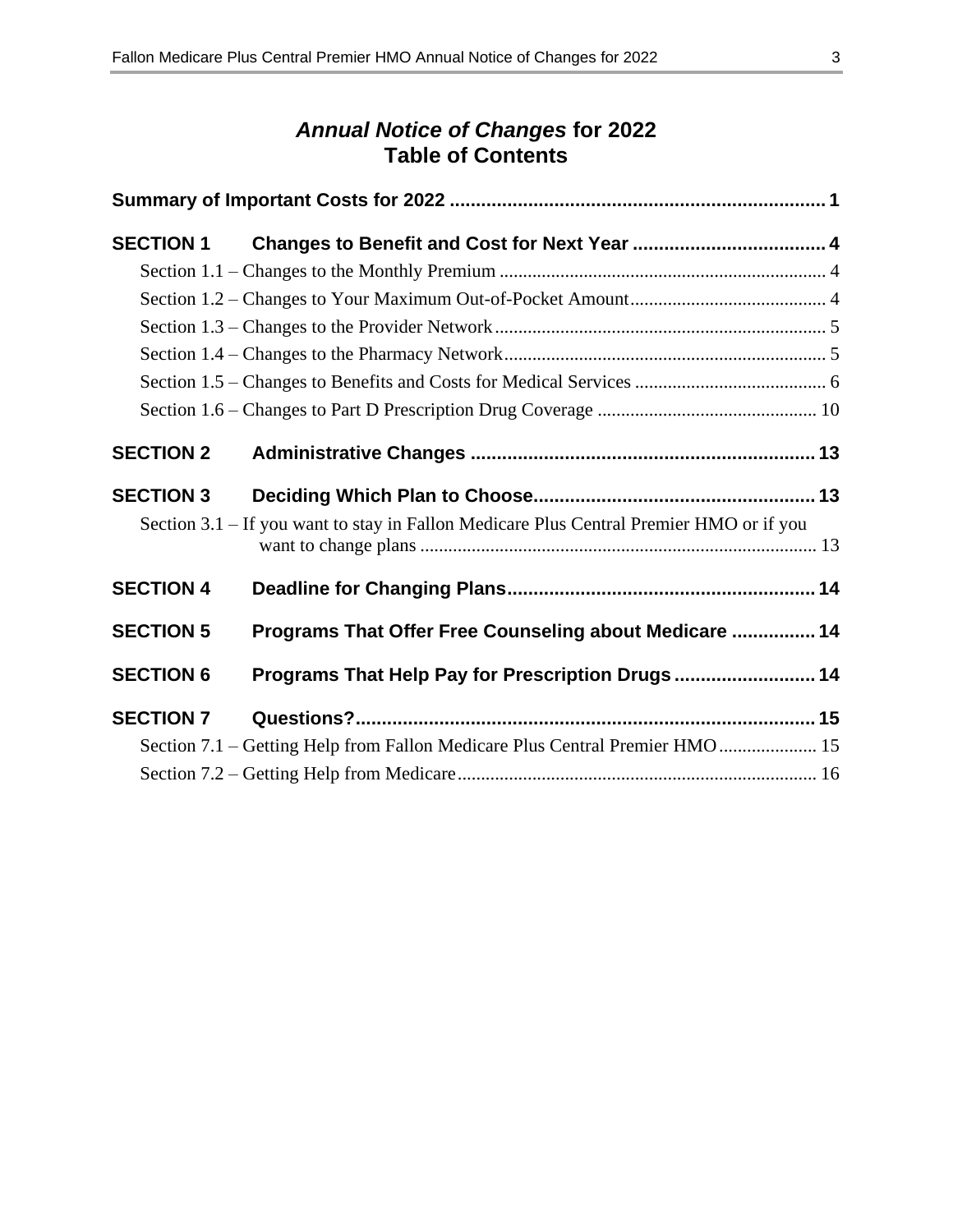# *Annual Notice of Changes* for 2022
# Table of Contents

**Summary of Important Costs for 2022 ........................................................................ 1**

**SECTION 1 Changes to Benefit and Cost for Next Year ..................................... 4**

- Section 1.1 – Changes to the Monthly Premium ...................................................................... 4
- Section 1.2 – Changes to Your Maximum Out-of-Pocket Amount.......................................... 4
- Section 1.3 – Changes to the Provider Network....................................................................... 5
- Section 1.4 – Changes to the Pharmacy Network..................................................................... 5
- Section 1.5 – Changes to Benefits and Costs for Medical Services ......................................... 6
- Section 1.6 – Changes to Part D Prescription Drug Coverage ............................................... 10

**SECTION 2 Administrative Changes .................................................................. 13**

**SECTION 3 Deciding Which Plan to Choose...................................................... 13**

- Section 3.1 – If you want to stay in Fallon Medicare Plus Central Premier HMO or if you want to change plans ..................................................................................... 13

**SECTION 4 Deadline for Changing Plans........................................................... 14**

**SECTION 5 Programs That Offer Free Counseling about Medicare ................ 14**

**SECTION 6 Programs That Help Pay for Prescription Drugs ........................... 14**

**SECTION 7 Questions?........................................................................................ 15**

- Section 7.1 – Getting Help from Fallon Medicare Plus Central Premier HMO..................... 15
- Section 7.2 – Getting Help from Medicare............................................................................. 16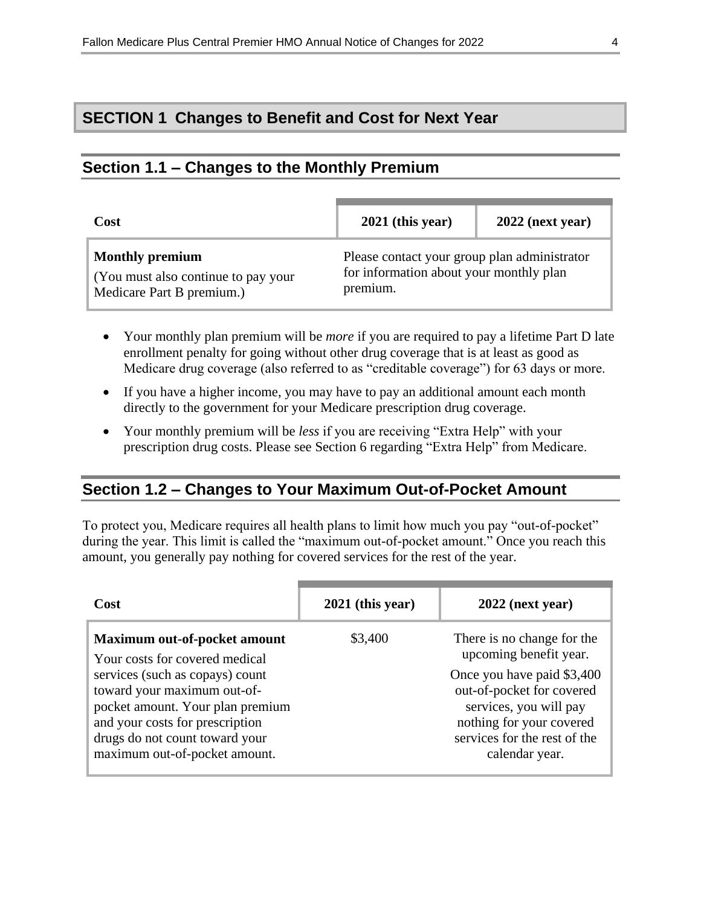## SECTION 1 Changes to Benefit and Cost for Next Year

### Section 1.1 – Changes to the Monthly Premium

| Cost | 2021 (this year) | 2022 (next year) |
|---|---|---|
| **Monthly premium**<br>(You must also continue to pay your Medicare Part B premium.) | Please contact your group plan administrator for information about your monthly plan premium. | |

- Your monthly plan premium will be *more* if you are required to pay a lifetime Part D late enrollment penalty for going without other drug coverage that is at least as good as Medicare drug coverage (also referred to as "creditable coverage") for 63 days or more.
- If you have a higher income, you may have to pay an additional amount each month directly to the government for your Medicare prescription drug coverage.
- Your monthly premium will be *less* if you are receiving "Extra Help" with your prescription drug costs. Please see Section 6 regarding "Extra Help" from Medicare.

### Section 1.2 – Changes to Your Maximum Out-of-Pocket Amount

To protect you, Medicare requires all health plans to limit how much you pay "out-of-pocket" during the year. This limit is called the "maximum out-of-pocket amount." Once you reach this amount, you generally pay nothing for covered services for the rest of the year.

| Cost | 2021 (this year) | 2022 (next year) |
|---|---|---|
| **Maximum out-of-pocket amount**<br>Your costs for covered medical services (such as copays) count toward your maximum out-of-pocket amount. Your plan premium and your costs for prescription drugs do not count toward your maximum out-of-pocket amount. | $3,400 | There is no change for the upcoming benefit year.<br>Once you have paid $3,400 out-of-pocket for covered services, you will pay nothing for your covered services for the rest of the calendar year. |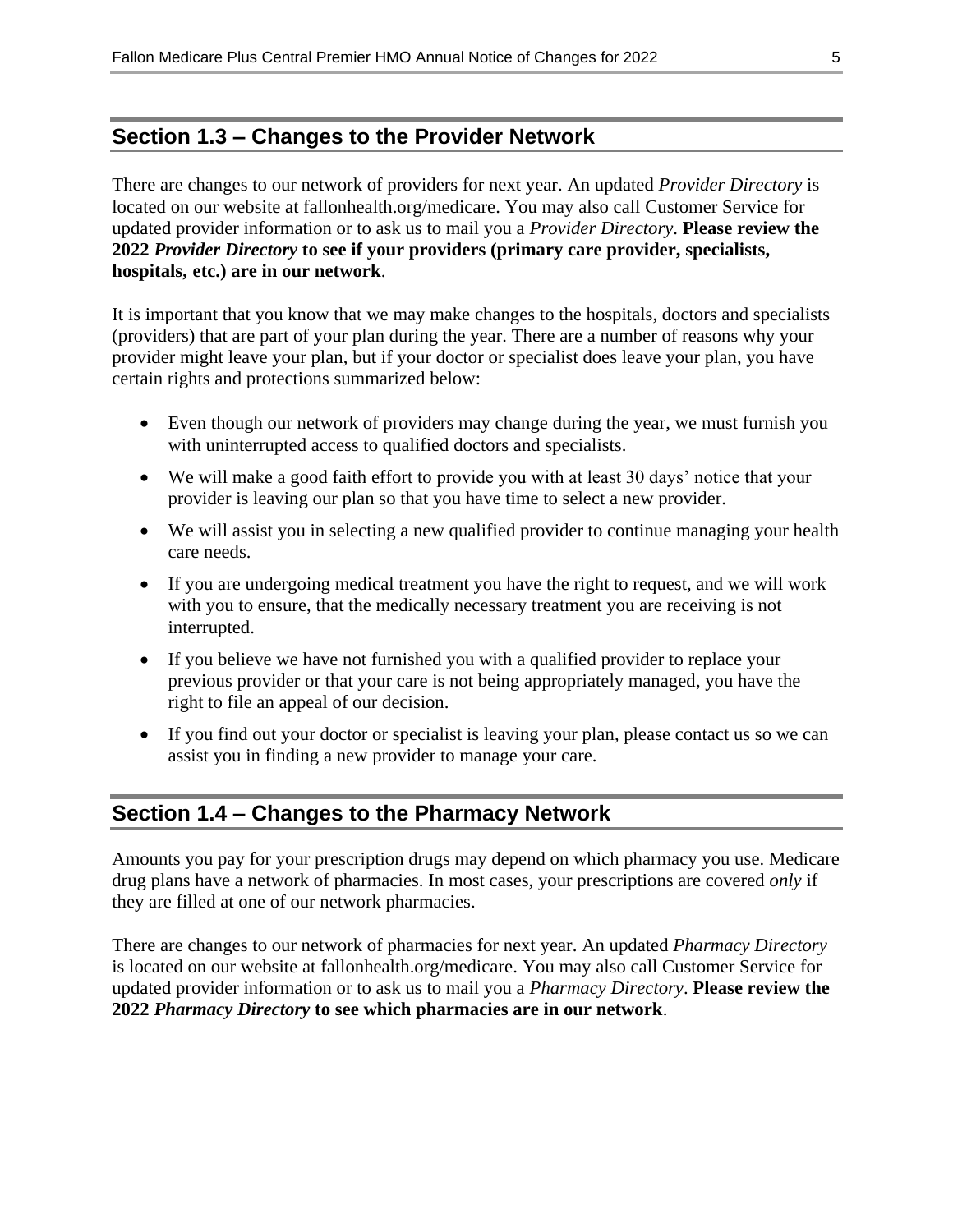## Section 1.3 – Changes to the Provider Network

There are changes to our network of providers for next year. An updated *Provider Directory* is located on our website at fallonhealth.org/medicare. You may also call Customer Service for updated provider information or to ask us to mail you a *Provider Directory*. **Please review the 2022 *Provider Directory* to see if your providers (primary care provider, specialists, hospitals, etc.) are in our network**.

It is important that you know that we may make changes to the hospitals, doctors and specialists (providers) that are part of your plan during the year. There are a number of reasons why your provider might leave your plan, but if your doctor or specialist does leave your plan, you have certain rights and protections summarized below:

- Even though our network of providers may change during the year, we must furnish you with uninterrupted access to qualified doctors and specialists.
- We will make a good faith effort to provide you with at least 30 days' notice that your provider is leaving our plan so that you have time to select a new provider.
- We will assist you in selecting a new qualified provider to continue managing your health care needs.
- If you are undergoing medical treatment you have the right to request, and we will work with you to ensure, that the medically necessary treatment you are receiving is not interrupted.
- If you believe we have not furnished you with a qualified provider to replace your previous provider or that your care is not being appropriately managed, you have the right to file an appeal of our decision.
- If you find out your doctor or specialist is leaving your plan, please contact us so we can assist you in finding a new provider to manage your care.

## Section 1.4 – Changes to the Pharmacy Network

Amounts you pay for your prescription drugs may depend on which pharmacy you use. Medicare drug plans have a network of pharmacies. In most cases, your prescriptions are covered *only* if they are filled at one of our network pharmacies.

There are changes to our network of pharmacies for next year. An updated *Pharmacy Directory* is located on our website at fallonhealth.org/medicare. You may also call Customer Service for updated provider information or to ask us to mail you a *Pharmacy Directory*. **Please review the 2022 *Pharmacy Directory* to see which pharmacies are in our network**.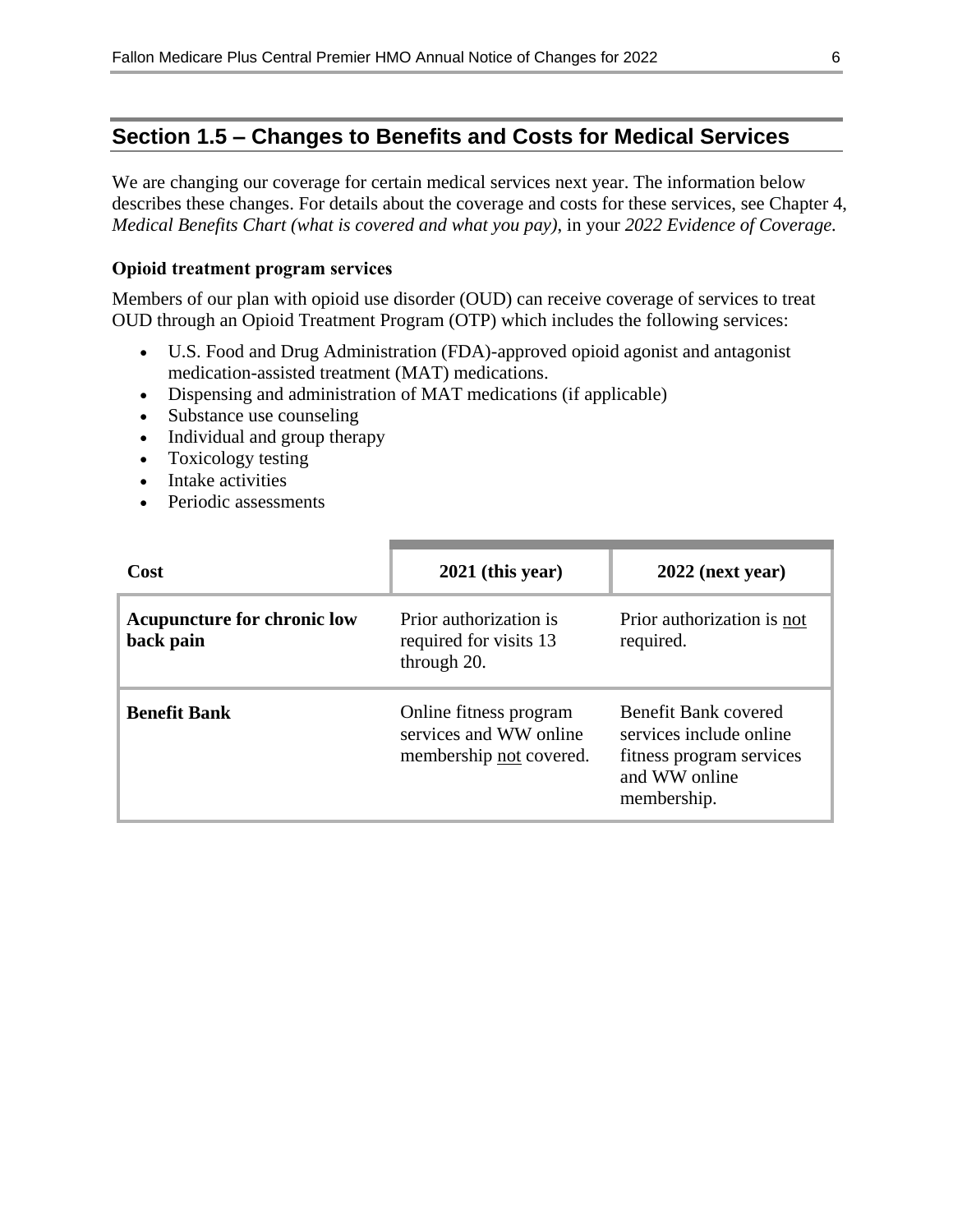## Section 1.5 – Changes to Benefits and Costs for Medical Services

We are changing our coverage for certain medical services next year. The information below describes these changes. For details about the coverage and costs for these services, see Chapter 4, *Medical Benefits Chart (what is covered and what you pay)*, in your *2022 Evidence of Coverage*.

**Opioid treatment program services**

Members of our plan with opioid use disorder (OUD) can receive coverage of services to treat OUD through an Opioid Treatment Program (OTP) which includes the following services:

- U.S. Food and Drug Administration (FDA)-approved opioid agonist and antagonist medication-assisted treatment (MAT) medications.
- Dispensing and administration of MAT medications (if applicable)
- Substance use counseling
- Individual and group therapy
- Toxicology testing
- Intake activities
- Periodic assessments

| Cost | 2021 (this year) | 2022 (next year) |
|---|---|---|
| **Acupuncture for chronic low back pain** | Prior authorization is required for visits 13 through 20. | Prior authorization is not required. |
| **Benefit Bank** | Online fitness program services and WW online membership not covered. | Benefit Bank covered services include online fitness program services and WW online membership. |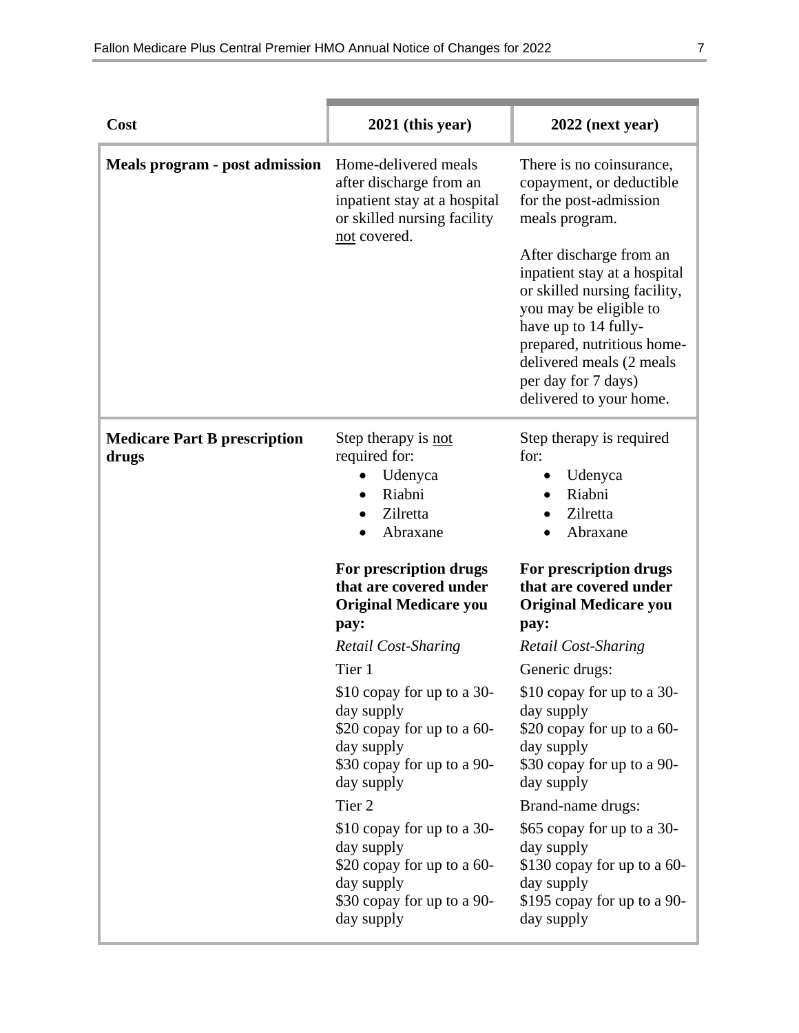| Cost | 2021 (this year) | 2022 (next year) |
|---|---|---|
| **Meals program - post admission** | Home-delivered meals after discharge from an inpatient stay at a hospital or skilled nursing facility not covered. | There is no coinsurance, copayment, or deductible for the post-admission meals program.<br><br>After discharge from an inpatient stay at a hospital or skilled nursing facility, you may be eligible to have up to 14 fully-prepared, nutritious home-delivered meals (2 meals per day for 7 days) delivered to your home. |
| **Medicare Part B prescription drugs** | Step therapy is not required for:<br>• Udenyca<br>• Riabni<br>• Zilretta<br>• Abraxane<br><br>**For prescription drugs that are covered under Original Medicare you pay:**<br>*Retail Cost-Sharing*<br>Tier 1<br>$10 copay for up to a 30-day supply<br>$20 copay for up to a 60-day supply<br>$30 copay for up to a 90-day supply<br>Tier 2<br>$10 copay for up to a 30-day supply<br>$20 copay for up to a 60-day supply<br>$30 copay for up to a 90-day supply | Step therapy is required for:<br>• Udenyca<br>• Riabni<br>• Zilretta<br>• Abraxane<br><br>**For prescription drugs that are covered under Original Medicare you pay:**<br>*Retail Cost-Sharing*<br>Generic drugs:<br>$10 copay for up to a 30-day supply<br>$20 copay for up to a 60-day supply<br>$30 copay for up to a 90-day supply<br>Brand-name drugs:<br>$65 copay for up to a 30-day supply<br>$130 copay for up to a 60-day supply<br>$195 copay for up to a 90-day supply |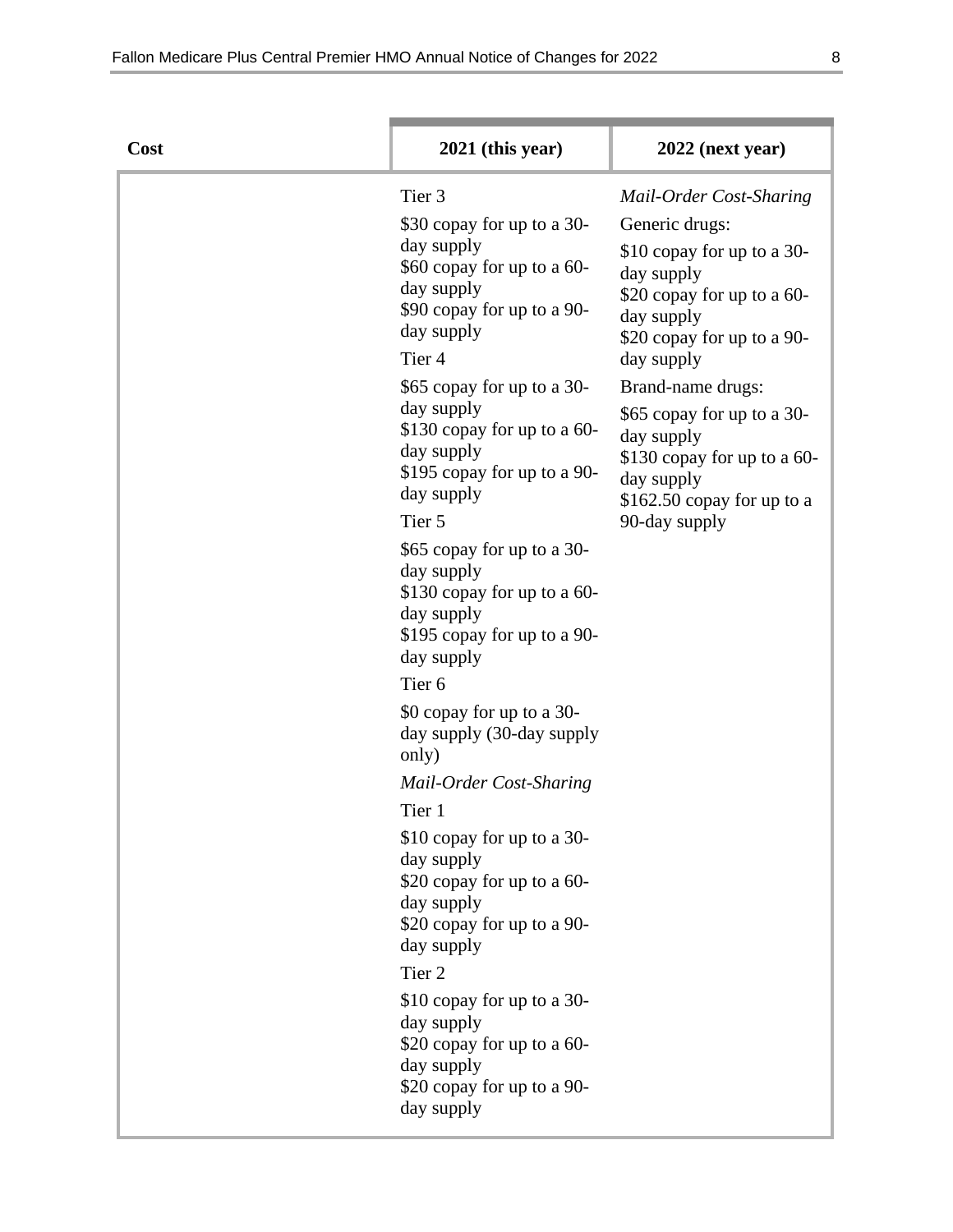| Cost | 2021 (this year) | 2022 (next year) |
|---|---|---|
| | Tier 3<br>$30 copay for up to a 30-day supply<br>$60 copay for up to a 60-day supply<br>$90 copay for up to a 90-day supply<br>Tier 4<br>$65 copay for up to a 30-day supply<br>$130 copay for up to a 60-day supply<br>$195 copay for up to a 90-day supply<br>Tier 5<br>$65 copay for up to a 30-day supply<br>$130 copay for up to a 60-day supply<br>$195 copay for up to a 90-day supply<br>Tier 6<br>$0 copay for up to a 30-day supply (30-day supply only)<br>*Mail-Order Cost-Sharing*<br>Tier 1<br>$10 copay for up to a 30-day supply<br>$20 copay for up to a 60-day supply<br>$20 copay for up to a 90-day supply<br>Tier 2<br>$10 copay for up to a 30-day supply<br>$20 copay for up to a 60-day supply<br>$20 copay for up to a 90-day supply | *Mail-Order Cost-Sharing*<br>Generic drugs:<br>$10 copay for up to a 30-day supply<br>$20 copay for up to a 60-day supply<br>$20 copay for up to a 90-day supply<br>Brand-name drugs:<br>$65 copay for up to a 30-day supply<br>$130 copay for up to a 60-day supply<br>$162.50 copay for up to a 90-day supply |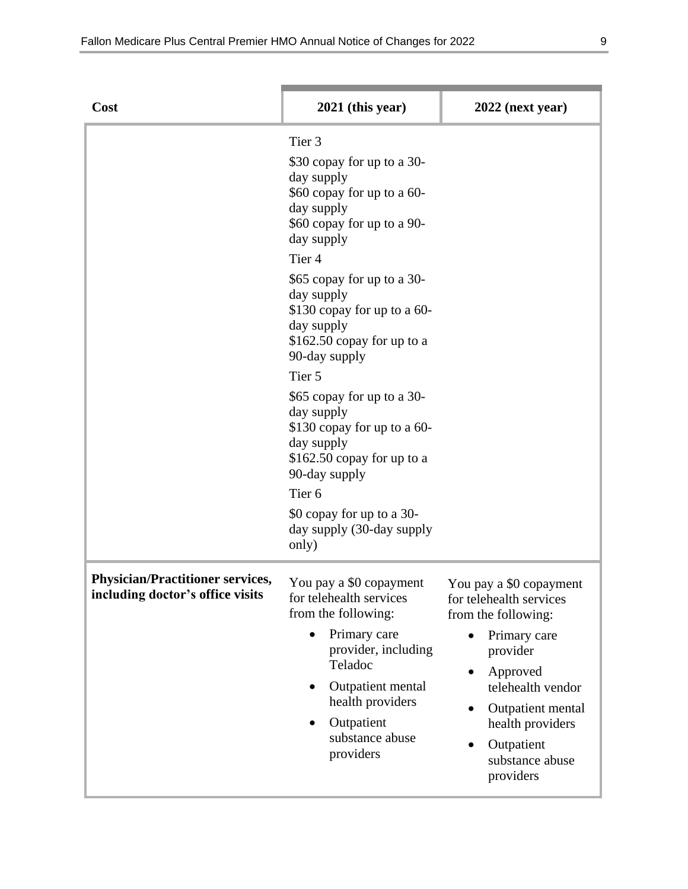| Cost | 2021 (this year) | 2022 (next year) |
|---|---|---|
| | Tier 3<br><br>$30 copay for up to a 30-day supply<br>$60 copay for up to a 60-day supply<br>$60 copay for up to a 90-day supply<br><br>Tier 4<br><br>$65 copay for up to a 30-day supply<br>$130 copay for up to a 60-day supply<br>$162.50 copay for up to a 90-day supply<br><br>Tier 5<br><br>$65 copay for up to a 30-day supply<br>$130 copay for up to a 60-day supply<br>$162.50 copay for up to a 90-day supply<br><br>Tier 6<br><br>$0 copay for up to a 30-day supply (30-day supply only) | |
| **Physician/Practitioner services, including doctor's office visits** | You pay a $0 copayment for telehealth services from the following:<br>• Primary care provider, including Teladoc<br>• Outpatient mental health providers<br>• Outpatient substance abuse providers | You pay a $0 copayment for telehealth services from the following:<br>• Primary care provider<br>• Approved telehealth vendor<br>• Outpatient mental health providers<br>• Outpatient substance abuse providers |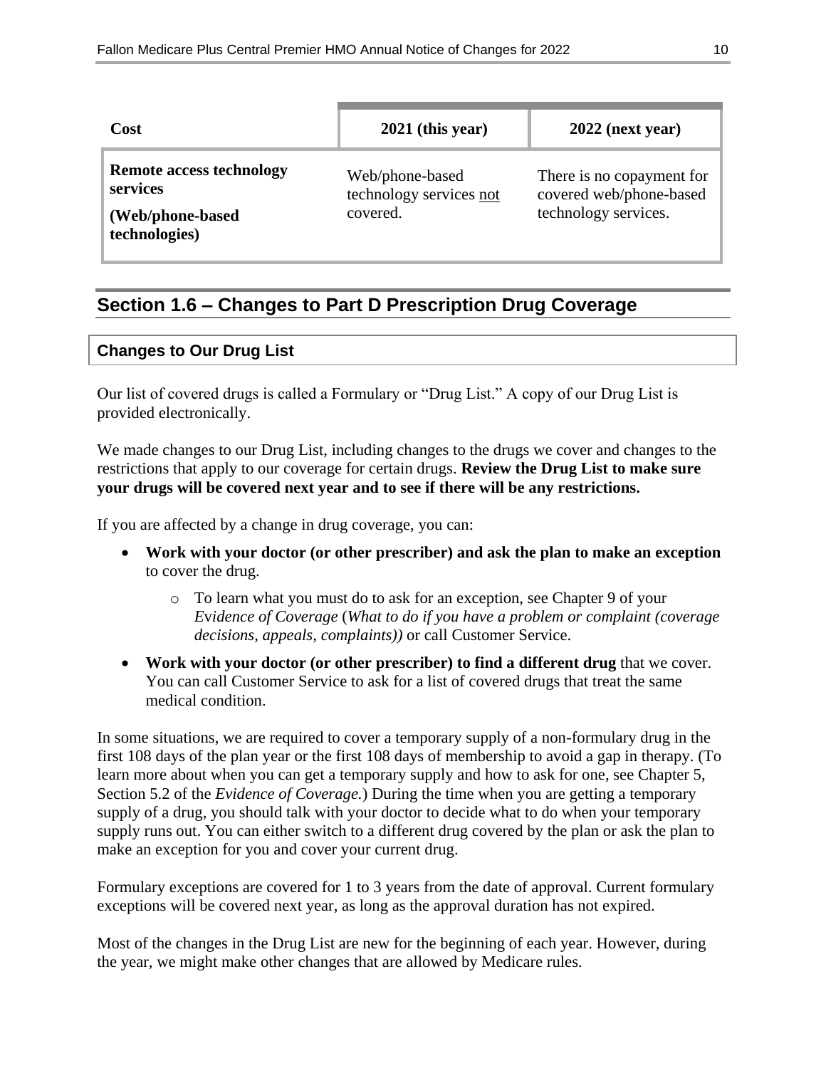| Cost | 2021 (this year) | 2022 (next year) |
|---|---|---|
| **Remote access technology services**<br>**(Web/phone-based technologies)** | Web/phone-based technology services not covered. | There is no copayment for covered web/phone-based technology services. |

## Section 1.6 – Changes to Part D Prescription Drug Coverage

### Changes to Our Drug List

Our list of covered drugs is called a Formulary or "Drug List." A copy of our Drug List is provided electronically.

We made changes to our Drug List, including changes to the drugs we cover and changes to the restrictions that apply to our coverage for certain drugs. **Review the Drug List to make sure your drugs will be covered next year and to see if there will be any restrictions.**

If you are affected by a change in drug coverage, you can:

- **Work with your doctor (or other prescriber) and ask the plan to make an exception** to cover the drug.
  - To learn what you must do to ask for an exception, see Chapter 9 of your *Evidence of Coverage* (*What to do if you have a problem or complaint (coverage decisions, appeals, complaints))* or call Customer Service.
- **Work with your doctor (or other prescriber) to find a different drug** that we cover. You can call Customer Service to ask for a list of covered drugs that treat the same medical condition.

In some situations, we are required to cover a temporary supply of a non-formulary drug in the first 108 days of the plan year or the first 108 days of membership to avoid a gap in therapy. (To learn more about when you can get a temporary supply and how to ask for one, see Chapter 5, Section 5.2 of the *Evidence of Coverage.*) During the time when you are getting a temporary supply of a drug, you should talk with your doctor to decide what to do when your temporary supply runs out. You can either switch to a different drug covered by the plan or ask the plan to make an exception for you and cover your current drug.

Formulary exceptions are covered for 1 to 3 years from the date of approval. Current formulary exceptions will be covered next year, as long as the approval duration has not expired.

Most of the changes in the Drug List are new for the beginning of each year. However, during the year, we might make other changes that are allowed by Medicare rules.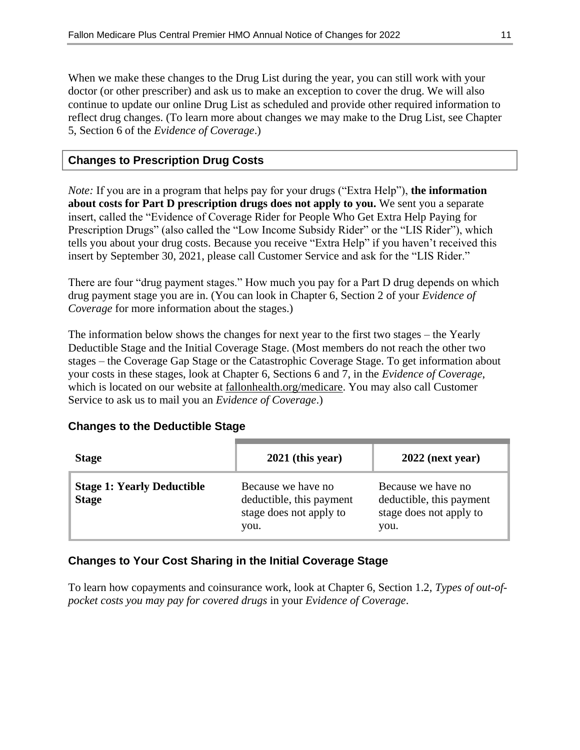When we make these changes to the Drug List during the year, you can still work with your doctor (or other prescriber) and ask us to make an exception to cover the drug. We will also continue to update our online Drug List as scheduled and provide other required information to reflect drug changes. (To learn more about changes we may make to the Drug List, see Chapter 5, Section 6 of the *Evidence of Coverage*.)

## Changes to Prescription Drug Costs

*Note:* If you are in a program that helps pay for your drugs ("Extra Help"), **the information about costs for Part D prescription drugs does not apply to you.** We sent you a separate insert, called the "Evidence of Coverage Rider for People Who Get Extra Help Paying for Prescription Drugs" (also called the "Low Income Subsidy Rider" or the "LIS Rider"), which tells you about your drug costs. Because you receive "Extra Help" if you haven't received this insert by September 30, 2021, please call Customer Service and ask for the "LIS Rider."

There are four "drug payment stages." How much you pay for a Part D drug depends on which drug payment stage you are in. (You can look in Chapter 6, Section 2 of your *Evidence of Coverage* for more information about the stages.)

The information below shows the changes for next year to the first two stages – the Yearly Deductible Stage and the Initial Coverage Stage. (Most members do not reach the other two stages – the Coverage Gap Stage or the Catastrophic Coverage Stage. To get information about your costs in these stages, look at Chapter 6, Sections 6 and 7, in the *Evidence of Coverage*, which is located on our website at fallonhealth.org/medicare. You may also call Customer Service to ask us to mail you an *Evidence of Coverage*.)

### Changes to the Deductible Stage

| Stage | 2021 (this year) | 2022 (next year) |
|---|---|---|
| **Stage 1: Yearly Deductible Stage** | Because we have no deductible, this payment stage does not apply to you. | Because we have no deductible, this payment stage does not apply to you. |

### Changes to Your Cost Sharing in the Initial Coverage Stage

To learn how copayments and coinsurance work, look at Chapter 6, Section 1.2, *Types of out-of-pocket costs you may pay for covered drugs* in your *Evidence of Coverage*.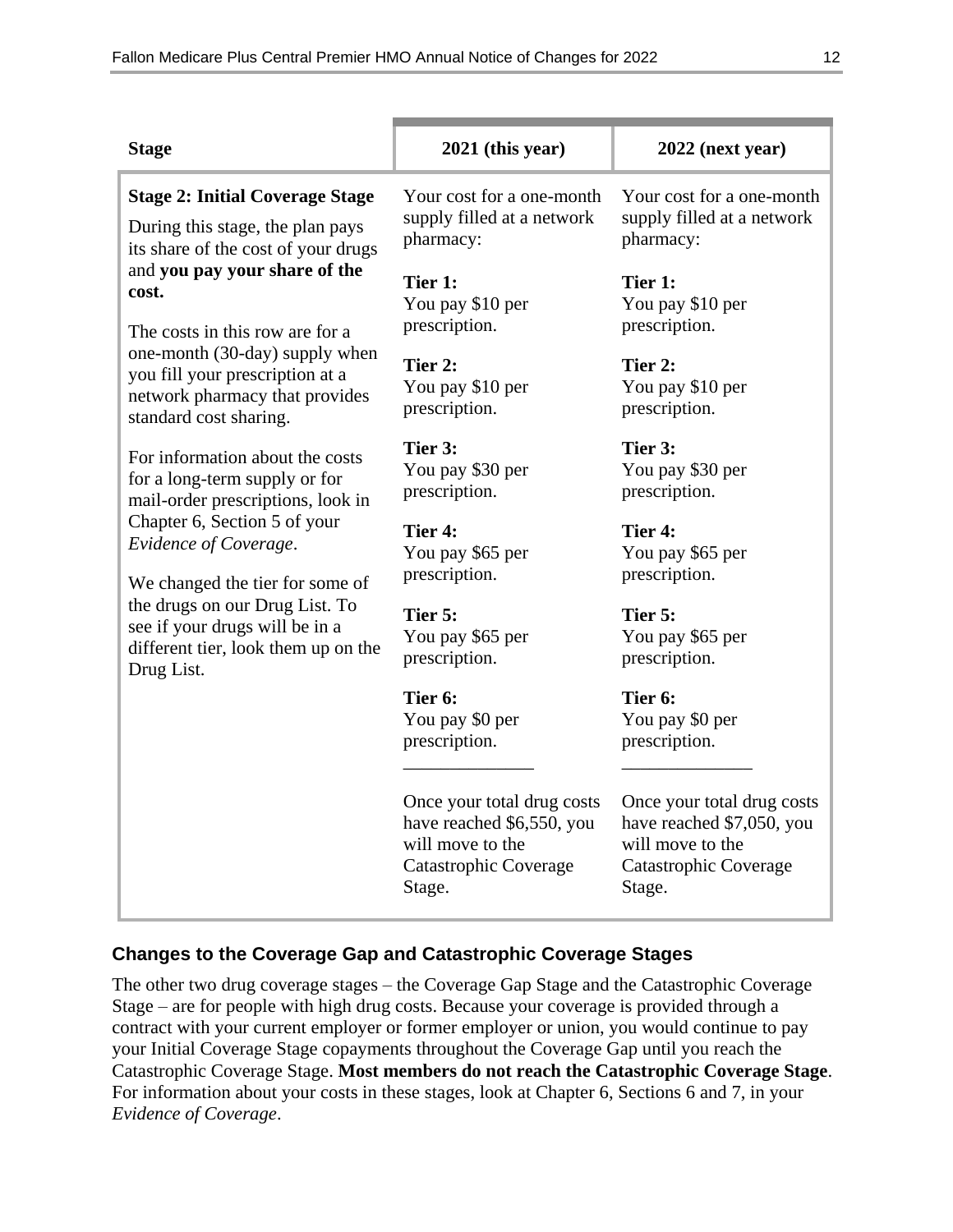| Stage | 2021 (this year) | 2022 (next year) |
|---|---|---|
| **Stage 2: Initial Coverage Stage**<br>During this stage, the plan pays its share of the cost of your drugs and **you pay your share of the cost.**<br><br>The costs in this row are for a one-month (30-day) supply when you fill your prescription at a network pharmacy that provides standard cost sharing.<br><br>For information about the costs for a long-term supply or for mail-order prescriptions, look in Chapter 6, Section 5 of your *Evidence of Coverage*.<br><br>We changed the tier for some of the drugs on our Drug List. To see if your drugs will be in a different tier, look them up on the Drug List. | Your cost for a one-month supply filled at a network pharmacy:<br><br>**Tier 1:**<br>You pay $10 per prescription.<br><br>**Tier 2:**<br>You pay $10 per prescription.<br><br>**Tier 3:**<br>You pay $30 per prescription.<br><br>**Tier 4:**<br>You pay $65 per prescription.<br><br>**Tier 5:**<br>You pay $65 per prescription.<br><br>**Tier 6:**<br>You pay $0 per prescription.<br>______________<br><br>Once your total drug costs have reached $6,550, you will move to the Catastrophic Coverage Stage. | Your cost for a one-month supply filled at a network pharmacy:<br><br>**Tier 1:**<br>You pay $10 per prescription.<br><br>**Tier 2:**<br>You pay $10 per prescription.<br><br>**Tier 3:**<br>You pay $30 per prescription.<br><br>**Tier 4:**<br>You pay $65 per prescription.<br><br>**Tier 5:**<br>You pay $65 per prescription.<br><br>**Tier 6:**<br>You pay $0 per prescription.<br>______________<br><br>Once your total drug costs have reached $7,050, you will move to the Catastrophic Coverage Stage. |

### Changes to the Coverage Gap and Catastrophic Coverage Stages

The other two drug coverage stages – the Coverage Gap Stage and the Catastrophic Coverage Stage – are for people with high drug costs. Because your coverage is provided through a contract with your current employer or former employer or union, you would continue to pay your Initial Coverage Stage copayments throughout the Coverage Gap until you reach the Catastrophic Coverage Stage. **Most members do not reach the Catastrophic Coverage Stage**. For information about your costs in these stages, look at Chapter 6, Sections 6 and 7, in your *Evidence of Coverage*.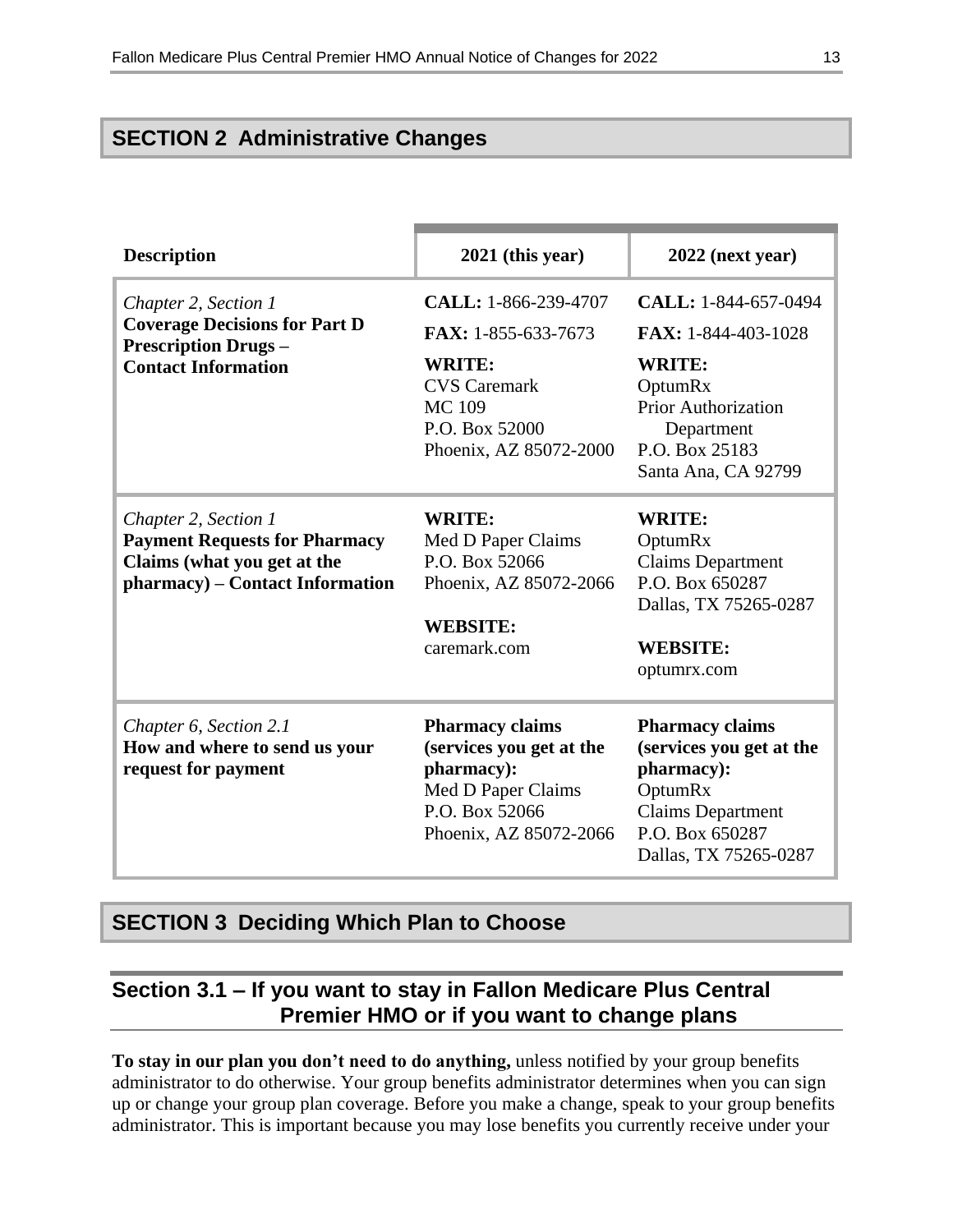## SECTION 2 Administrative Changes

| Description | 2021 (this year) | 2022 (next year) |
|---|---|---|
| *Chapter 2, Section 1*<br>**Coverage Decisions for Part D Prescription Drugs – Contact Information** | **CALL:** 1-866-239-4707<br>**FAX:** 1-855-633-7673<br>**WRITE:**<br>CVS Caremark<br>MC 109<br>P.O. Box 52000<br>Phoenix, AZ 85072-2000 | **CALL:** 1-844-657-0494<br>**FAX:** 1-844-403-1028<br>**WRITE:**<br>OptumRx<br>Prior Authorization Department<br>P.O. Box 25183<br>Santa Ana, CA 92799 |
| *Chapter 2, Section 1*<br>**Payment Requests for Pharmacy Claims (what you get at the pharmacy) – Contact Information** | **WRITE:**<br>Med D Paper Claims<br>P.O. Box 52066<br>Phoenix, AZ 85072-2066<br>**WEBSITE:**<br>caremark.com | **WRITE:**<br>OptumRx<br>Claims Department<br>P.O. Box 650287<br>Dallas, TX 75265-0287<br>**WEBSITE:**<br>optumrx.com |
| *Chapter 6, Section 2.1*<br>**How and where to send us your request for payment** | **Pharmacy claims (services you get at the pharmacy):**<br>Med D Paper Claims<br>P.O. Box 52066<br>Phoenix, AZ 85072-2066 | **Pharmacy claims (services you get at the pharmacy):**<br>OptumRx<br>Claims Department<br>P.O. Box 650287<br>Dallas, TX 75265-0287 |

## SECTION 3 Deciding Which Plan to Choose

### Section 3.1 – If you want to stay in Fallon Medicare Plus Central Premier HMO or if you want to change plans

**To stay in our plan you don't need to do anything,** unless notified by your group benefits administrator to do otherwise. Your group benefits administrator determines when you can sign up or change your group plan coverage. Before you make a change, speak to your group benefits administrator. This is important because you may lose benefits you currently receive under your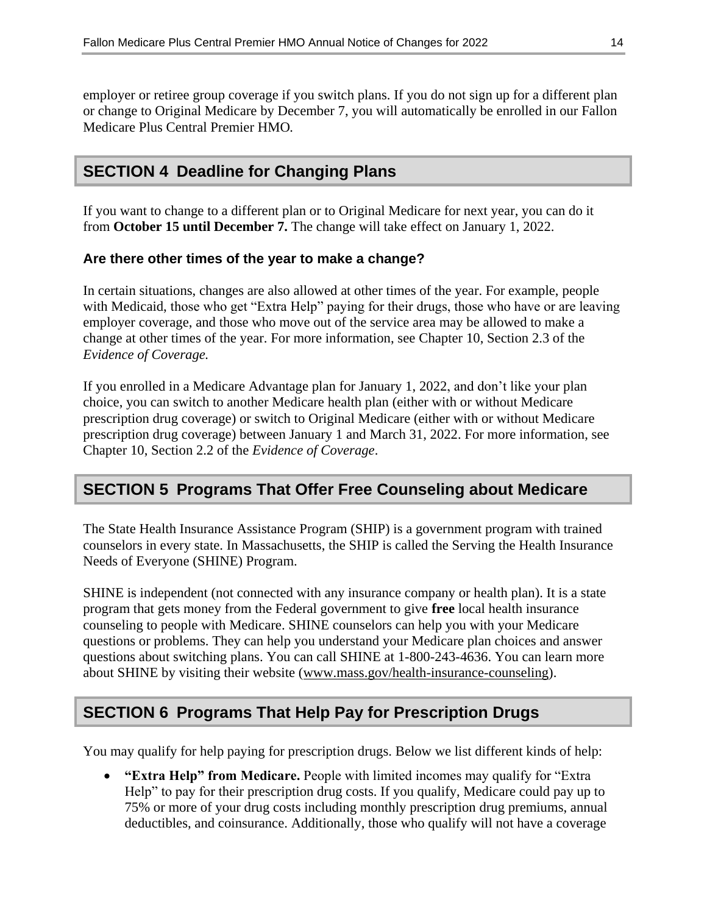employer or retiree group coverage if you switch plans. If you do not sign up for a different plan or change to Original Medicare by December 7, you will automatically be enrolled in our Fallon Medicare Plus Central Premier HMO.

## SECTION 4 Deadline for Changing Plans

If you want to change to a different plan or to Original Medicare for next year, you can do it from **October 15 until December 7.** The change will take effect on January 1, 2022.

### Are there other times of the year to make a change?

In certain situations, changes are also allowed at other times of the year. For example, people with Medicaid, those who get "Extra Help" paying for their drugs, those who have or are leaving employer coverage, and those who move out of the service area may be allowed to make a change at other times of the year. For more information, see Chapter 10, Section 2.3 of the *Evidence of Coverage.*

If you enrolled in a Medicare Advantage plan for January 1, 2022, and don't like your plan choice, you can switch to another Medicare health plan (either with or without Medicare prescription drug coverage) or switch to Original Medicare (either with or without Medicare prescription drug coverage) between January 1 and March 31, 2022. For more information, see Chapter 10, Section 2.2 of the *Evidence of Coverage*.

## SECTION 5 Programs That Offer Free Counseling about Medicare

The State Health Insurance Assistance Program (SHIP) is a government program with trained counselors in every state. In Massachusetts, the SHIP is called the Serving the Health Insurance Needs of Everyone (SHINE) Program.

SHINE is independent (not connected with any insurance company or health plan). It is a state program that gets money from the Federal government to give **free** local health insurance counseling to people with Medicare. SHINE counselors can help you with your Medicare questions or problems. They can help you understand your Medicare plan choices and answer questions about switching plans. You can call SHINE at 1-800-243-4636. You can learn more about SHINE by visiting their website (www.mass.gov/health-insurance-counseling).

## SECTION 6 Programs That Help Pay for Prescription Drugs

You may qualify for help paying for prescription drugs. Below we list different kinds of help:

- **"Extra Help" from Medicare.** People with limited incomes may qualify for "Extra Help" to pay for their prescription drug costs. If you qualify, Medicare could pay up to 75% or more of your drug costs including monthly prescription drug premiums, annual deductibles, and coinsurance. Additionally, those who qualify will not have a coverage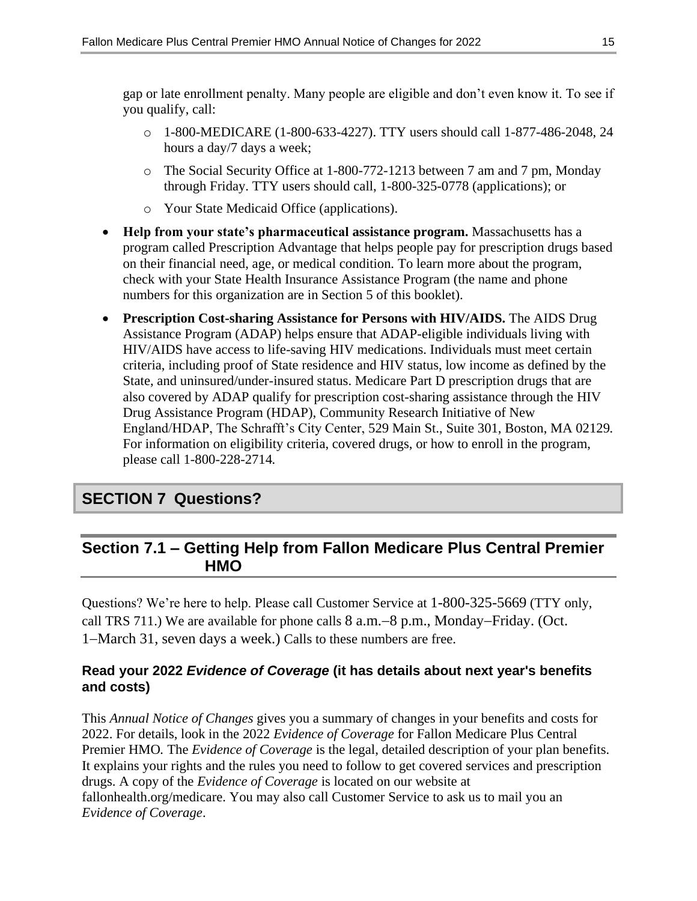gap or late enrollment penalty. Many people are eligible and don't even know it. To see if you qualify, call:

- 1-800-MEDICARE (1-800-633-4227). TTY users should call 1-877-486-2048, 24 hours a day/7 days a week;
- The Social Security Office at 1-800-772-1213 between 7 am and 7 pm, Monday through Friday. TTY users should call, 1-800-325-0778 (applications); or
- Your State Medicaid Office (applications).

- **Help from your state's pharmaceutical assistance program.** Massachusetts has a program called Prescription Advantage that helps people pay for prescription drugs based on their financial need, age, or medical condition. To learn more about the program, check with your State Health Insurance Assistance Program (the name and phone numbers for this organization are in Section 5 of this booklet).
- **Prescription Cost-sharing Assistance for Persons with HIV/AIDS.** The AIDS Drug Assistance Program (ADAP) helps ensure that ADAP-eligible individuals living with HIV/AIDS have access to life-saving HIV medications. Individuals must meet certain criteria, including proof of State residence and HIV status, low income as defined by the State, and uninsured/under-insured status. Medicare Part D prescription drugs that are also covered by ADAP qualify for prescription cost-sharing assistance through the HIV Drug Assistance Program (HDAP), Community Research Initiative of New England/HDAP, The Schrafft's City Center, 529 Main St., Suite 301, Boston, MA 02129. For information on eligibility criteria, covered drugs, or how to enroll in the program, please call 1-800-228-2714.

# SECTION 7 Questions?

## Section 7.1 – Getting Help from Fallon Medicare Plus Central Premier HMO

Questions? We're here to help. Please call Customer Service at 1-800-325-5669 (TTY only, call TRS 711.) We are available for phone calls 8 a.m.–8 p.m., Monday–Friday. (Oct. 1–March 31, seven days a week.) Calls to these numbers are free.

### Read your 2022 *Evidence of Coverage* (it has details about next year's benefits and costs)

This *Annual Notice of Changes* gives you a summary of changes in your benefits and costs for 2022. For details, look in the 2022 *Evidence of Coverage* for Fallon Medicare Plus Central Premier HMO. The *Evidence of Coverage* is the legal, detailed description of your plan benefits. It explains your rights and the rules you need to follow to get covered services and prescription drugs. A copy of the *Evidence of Coverage* is located on our website at fallonhealth.org/medicare. You may also call Customer Service to ask us to mail you an *Evidence of Coverage*.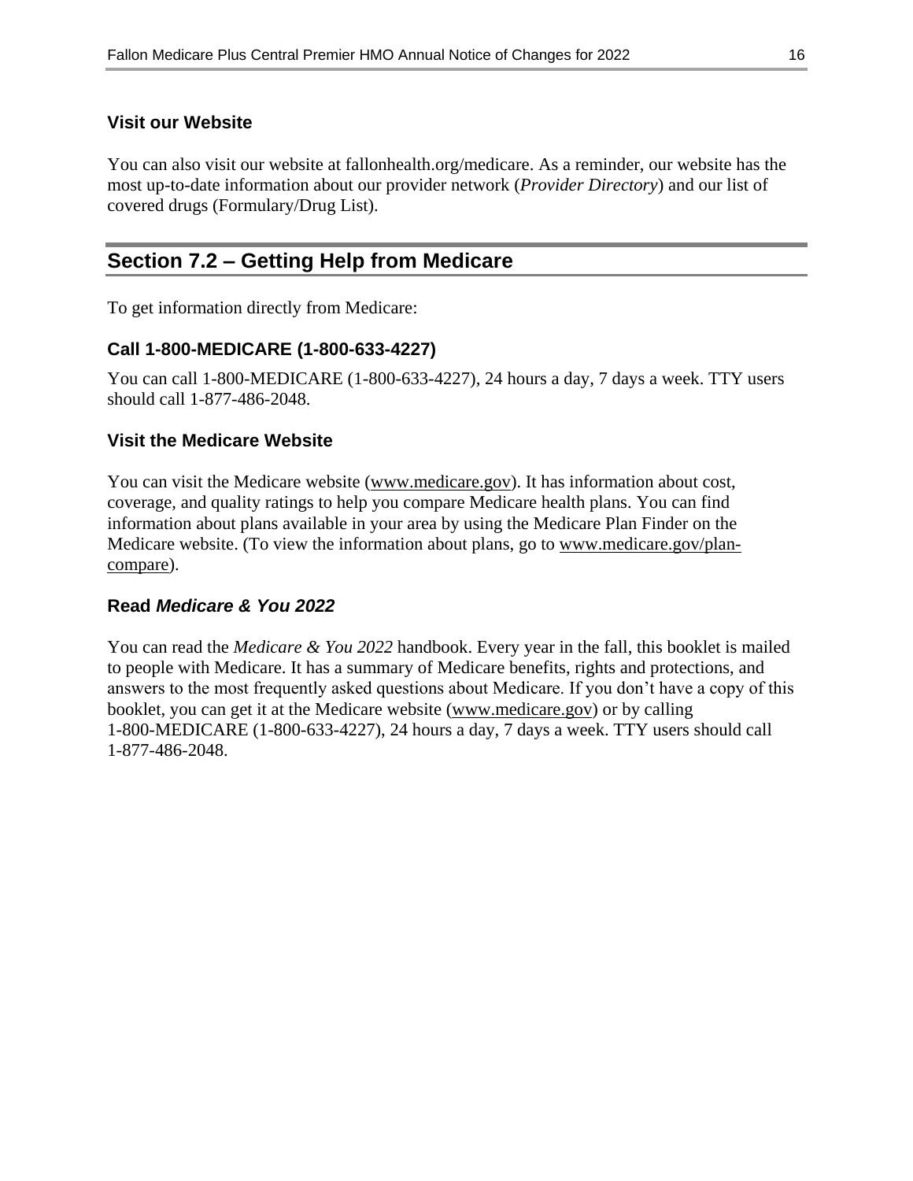### Visit our Website

You can also visit our website at fallonhealth.org/medicare. As a reminder, our website has the most up-to-date information about our provider network (*Provider Directory*) and our list of covered drugs (Formulary/Drug List).

## Section 7.2 – Getting Help from Medicare

To get information directly from Medicare:

### Call 1-800-MEDICARE (1-800-633-4227)

You can call 1-800-MEDICARE (1-800-633-4227), 24 hours a day, 7 days a week. TTY users should call 1-877-486-2048.

### Visit the Medicare Website

You can visit the Medicare website (www.medicare.gov). It has information about cost, coverage, and quality ratings to help you compare Medicare health plans. You can find information about plans available in your area by using the Medicare Plan Finder on the Medicare website. (To view the information about plans, go to www.medicare.gov/plan-compare).

### Read *Medicare & You 2022*

You can read the *Medicare & You 2022* handbook. Every year in the fall, this booklet is mailed to people with Medicare. It has a summary of Medicare benefits, rights and protections, and answers to the most frequently asked questions about Medicare. If you don't have a copy of this booklet, you can get it at the Medicare website (www.medicare.gov) or by calling 1-800-MEDICARE (1-800-633-4227), 24 hours a day, 7 days a week. TTY users should call 1-877-486-2048.